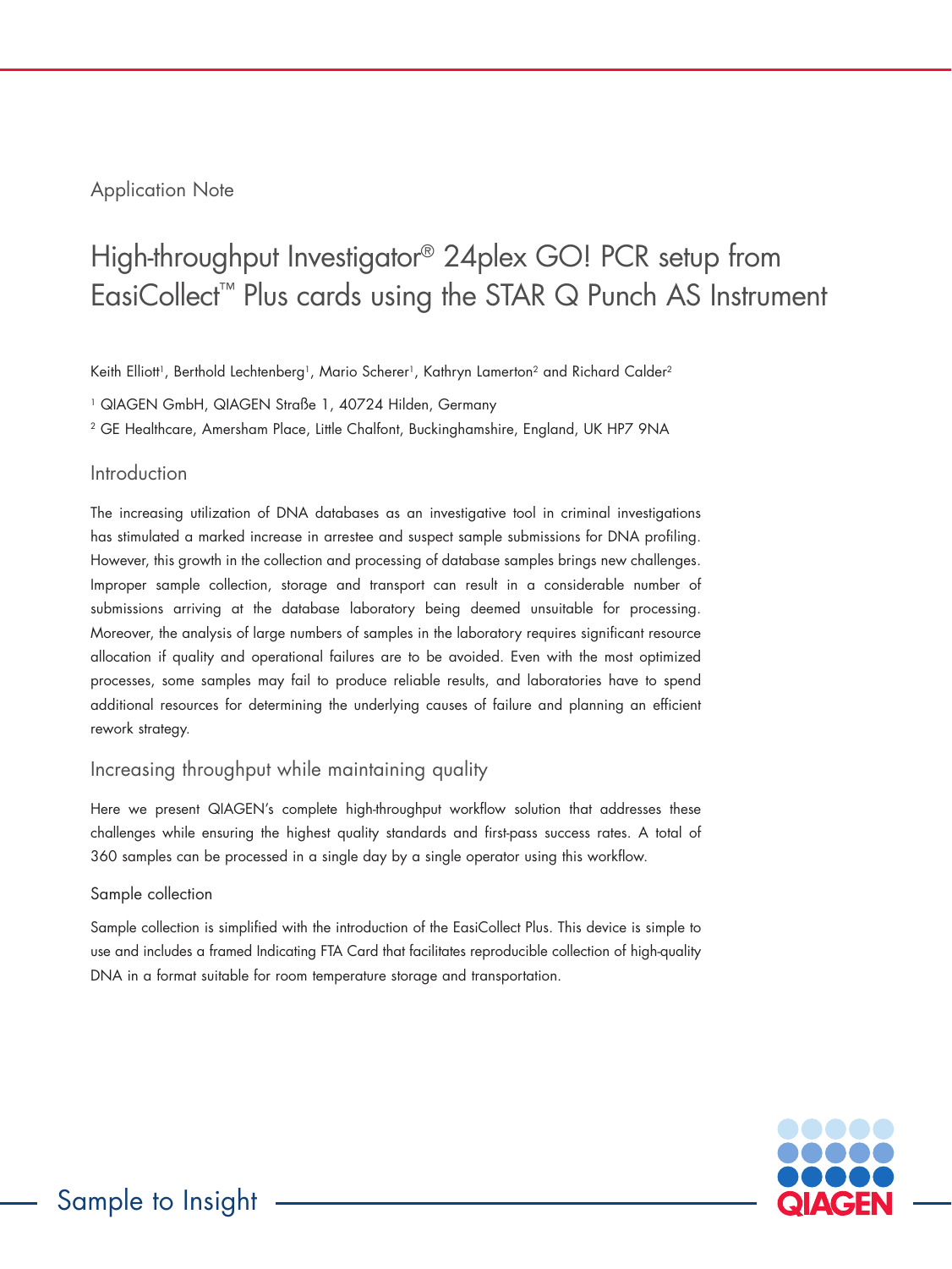Application Note

# High-throughput Investigator® 24plex GO! PCR setup from EasiCollect™ Plus cards using the STAR Q Punch AS Instrument

Keith Elliott[1], Berthold Lechtenberg[1], Mario Scherer[1], Kathryn Lamerton[2] and Richard Calder[2]

[1] QIAGEN GmbH, QIAGEN Straße 1, 40724 Hilden, Germany

[2] GE Healthcare, Amersham Place, Little Chalfont, Buckinghamshire, England, UK HP7 9NA

## Introduction

The increasing utilization of DNA databases as an investigative tool in criminal investigations has stimulated a marked increase in arrestee and suspect sample submissions for DNA profiling. However, this growth in the collection and processing of database samples brings new challenges. Improper sample collection, storage and transport can result in a considerable number of submissions arriving at the database laboratory being deemed unsuitable for processing. Moreover, the analysis of large numbers of samples in the laboratory requires significant resource allocation if quality and operational failures are to be avoided. Even with the most optimized processes, some samples may fail to produce reliable results, and laboratories have to spend additional resources for determining the underlying causes of failure and planning an efficient rework strategy.

## Increasing throughput while maintaining quality

Here we present QIAGEN's complete high-throughput workflow solution that addresses these challenges while ensuring the highest quality standards and first-pass success rates. A total of 360 samples can be processed in a single day by a single operator using this workflow.

### Sample collection

Sample collection is simplified with the introduction of the EasiCollect Plus. This device is simple to use and includes a framed Indicating FTA Card that facilitates reproducible collection of high-quality DNA in a format suitable for room temperature storage and transportation.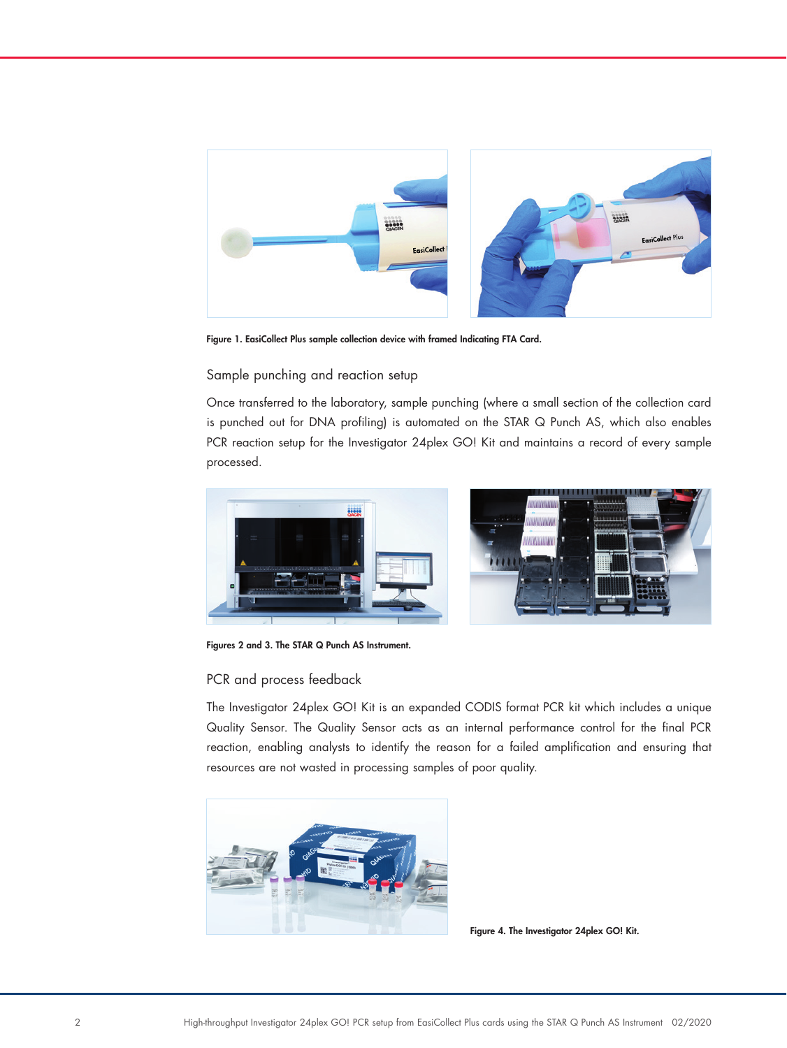Figure 1. EasiCollect Plus sample collection device with framed Indicating FTA Card.

## Sample punching and reaction setup

Once transferred to the laboratory, sample punching (where a small section of the collection card is punched out for DNA profiling) is automated on the STAR Q Punch AS, which also enables PCR reaction setup for the Investigator 24plex GO! Kit and maintains a record of every sample processed.

Figures 2 and 3. The STAR Q Punch AS Instrument.

## PCR and process feedback

The Investigator 24plex GO! Kit is an expanded CODIS format PCR kit which includes a unique Quality Sensor. The Quality Sensor acts as an internal performance control for the final PCR reaction, enabling analysts to identify the reason for a failed amplification and ensuring that resources are not wasted in processing samples of poor quality.

Figure 4. The Investigator 24plex GO! Kit.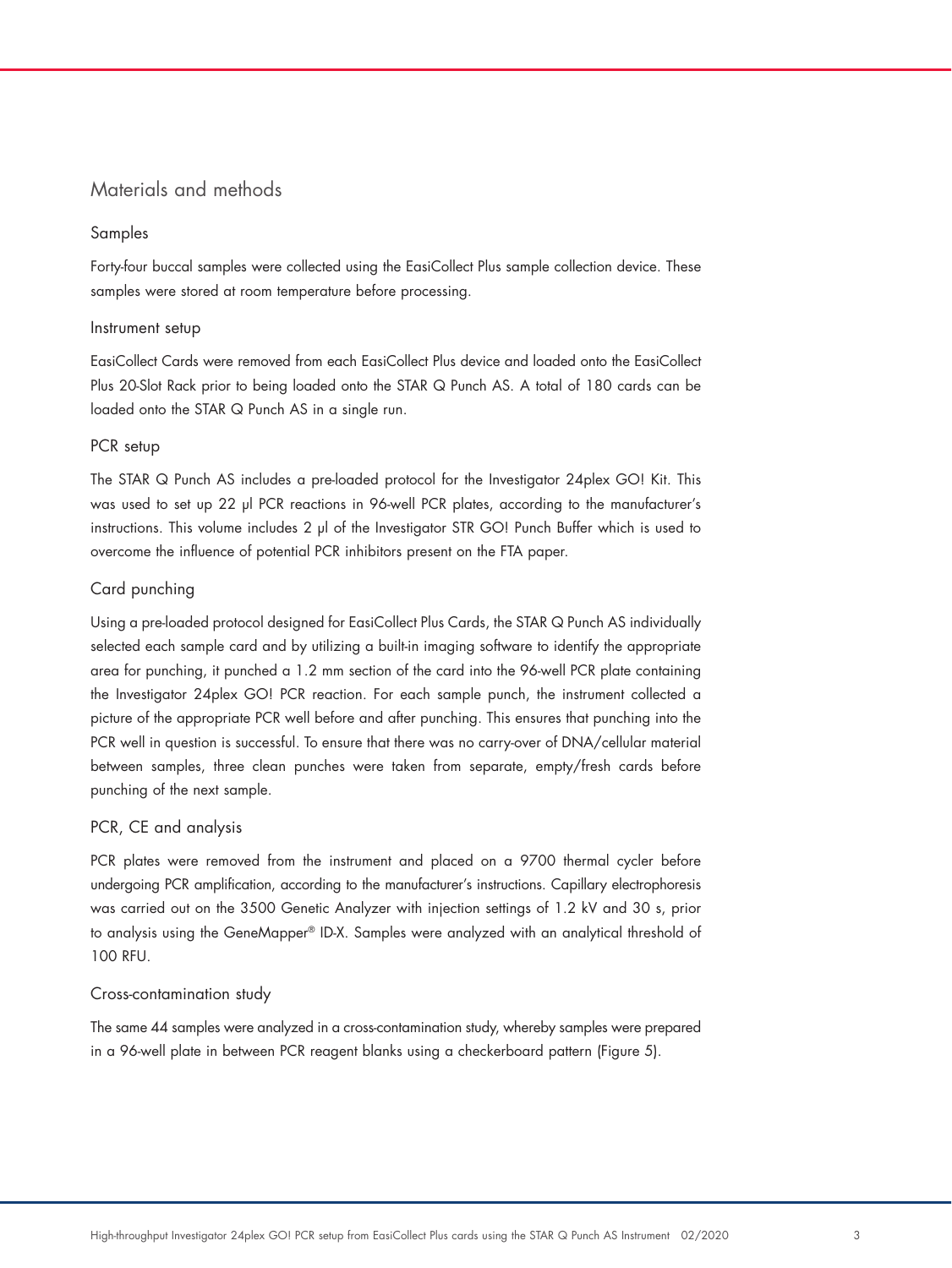## Materials and methods

### Samples

Forty-four buccal samples were collected using the EasiCollect Plus sample collection device. These samples were stored at room temperature before processing.

### Instrument setup

EasiCollect Cards were removed from each EasiCollect Plus device and loaded onto the EasiCollect Plus 20-Slot Rack prior to being loaded onto the STAR Q Punch AS. A total of 180 cards can be loaded onto the STAR Q Punch AS in a single run.

### PCR setup

The STAR Q Punch AS includes a pre-loaded protocol for the Investigator 24plex GO! Kit. This was used to set up 22 µl PCR reactions in 96-well PCR plates, according to the manufacturer's instructions. This volume includes 2 µl of the Investigator STR GO! Punch Buffer which is used to overcome the influence of potential PCR inhibitors present on the FTA paper.

### Card punching

Using a pre-loaded protocol designed for EasiCollect Plus Cards, the STAR Q Punch AS individually selected each sample card and by utilizing a built-in imaging software to identify the appropriate area for punching, it punched a 1.2 mm section of the card into the 96-well PCR plate containing the Investigator 24plex GO! PCR reaction. For each sample punch, the instrument collected a picture of the appropriate PCR well before and after punching. This ensures that punching into the PCR well in question is successful. To ensure that there was no carry-over of DNA/cellular material between samples, three clean punches were taken from separate, empty/fresh cards before punching of the next sample.

### PCR, CE and analysis

PCR plates were removed from the instrument and placed on a 9700 thermal cycler before undergoing PCR amplification, according to the manufacturer's instructions. Capillary electrophoresis was carried out on the 3500 Genetic Analyzer with injection settings of 1.2 kV and 30 s, prior to analysis using the GeneMapper® ID-X. Samples were analyzed with an analytical threshold of 100 RFU.

### Cross-contamination study

The same 44 samples were analyzed in a cross-contamination study, whereby samples were prepared in a 96-well plate in between PCR reagent blanks using a checkerboard pattern (Figure 5).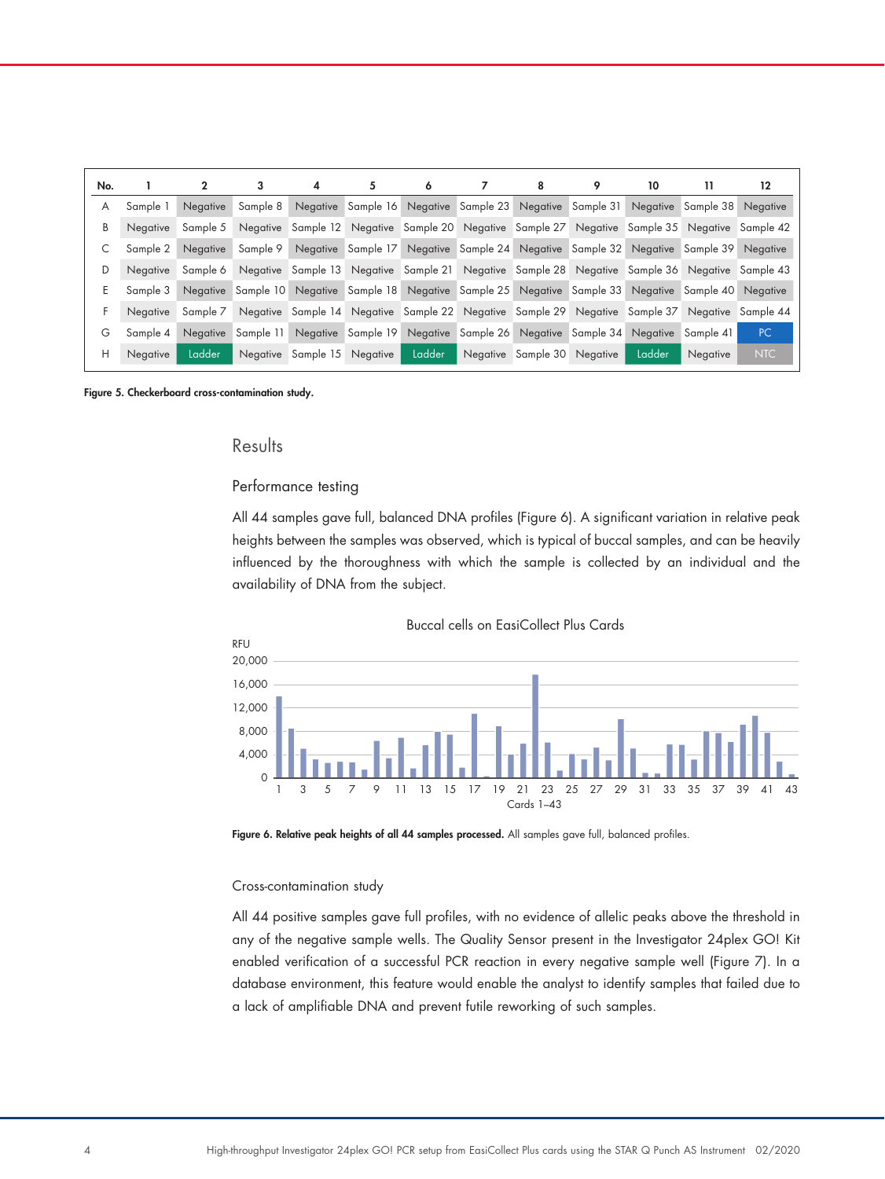| No. | 1 | 2 | 3 | 4 | 5 | 6 | 7 | 8 | 9 | 10 | 11 | 12 |
|---|---|---|---|---|---|---|---|---|---|---|---|---|
| A | Sample 1 | Negative | Sample 8 | Negative | Sample 16 | Negative | Sample 23 | Negative | Sample 31 | Negative | Sample 38 | Negative |
| B | Negative | Sample 5 | Negative | Sample 12 | Negative | Sample 20 | Negative | Sample 27 | Negative | Sample 35 | Negative | Sample 42 |
| C | Sample 2 | Negative | Sample 9 | Negative | Sample 17 | Negative | Sample 24 | Negative | Sample 32 | Negative | Sample 39 | Negative |
| D | Negative | Sample 6 | Negative | Sample 13 | Negative | Sample 21 | Negative | Sample 28 | Negative | Sample 36 | Negative | Sample 43 |
| E | Sample 3 | Negative | Sample 10 | Negative | Sample 18 | Negative | Sample 25 | Negative | Sample 33 | Negative | Sample 40 | Negative |
| F | Negative | Sample 7 | Negative | Sample 14 | Negative | Sample 22 | Negative | Sample 29 | Negative | Sample 37 | Negative | Sample 44 |
| G | Sample 4 | Negative | Sample 11 | Negative | Sample 19 | Negative | Sample 26 | Negative | Sample 34 | Negative | Sample 41 | PC |
| H | Negative | Ladder | Negative | Sample 15 | Negative | Ladder | Negative | Sample 30 | Negative | Ladder | Negative | NTC |

**Figure 5. Checkerboard cross-contamination study.**

## Results

### Performance testing

All 44 samples gave full, balanced DNA profiles (Figure 6). A significant variation in relative peak heights between the samples was observed, which is typical of buccal samples, and can be heavily influenced by the thoroughness with which the sample is collected by an individual and the availability of DNA from the subject.

**Figure 6. Relative peak heights of all 44 samples processed.** All samples gave full, balanced profiles.

### Cross-contamination study

All 44 positive samples gave full profiles, with no evidence of allelic peaks above the threshold in any of the negative sample wells. The Quality Sensor present in the Investigator 24plex GO! Kit enabled verification of a successful PCR reaction in every negative sample well (Figure 7). In a database environment, this feature would enable the analyst to identify samples that failed due to a lack of amplifiable DNA and prevent futile reworking of such samples.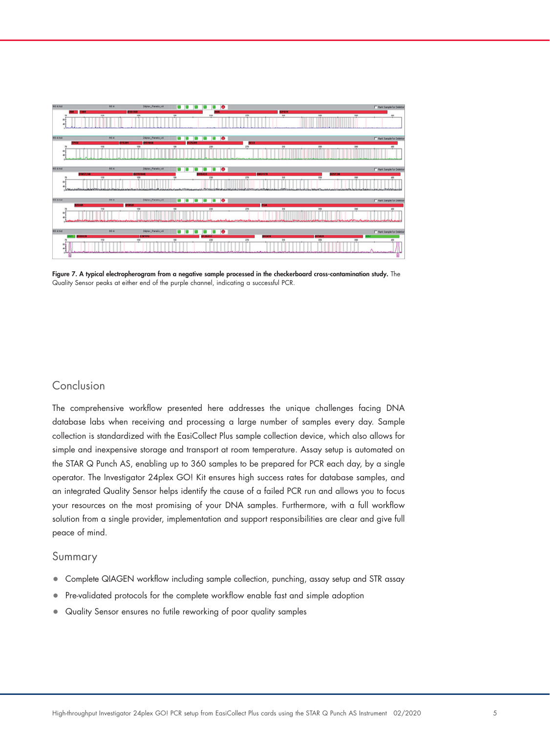**Figure 7. A typical electropherogram from a negative sample processed in the checkerboard cross-contamination study.** The Quality Sensor peaks at either end of the purple channel, indicating a successful PCR.

## Conclusion

The comprehensive workflow presented here addresses the unique challenges facing DNA database labs when receiving and processing a large number of samples every day. Sample collection is standardized with the EasiCollect Plus sample collection device, which also allows for simple and inexpensive storage and transport at room temperature. Assay setup is automated on the STAR Q Punch AS, enabling up to 360 samples to be prepared for PCR each day, by a single operator. The Investigator 24plex GO! Kit ensures high success rates for database samples, and an integrated Quality Sensor helps identify the cause of a failed PCR run and allows you to focus your resources on the most promising of your DNA samples. Furthermore, with a full workflow solution from a single provider, implementation and support responsibilities are clear and give full peace of mind.

## Summary

- Complete QIAGEN workflow including sample collection, punching, assay setup and STR assay
- Pre-validated protocols for the complete workflow enable fast and simple adoption
- Quality Sensor ensures no futile reworking of poor quality samples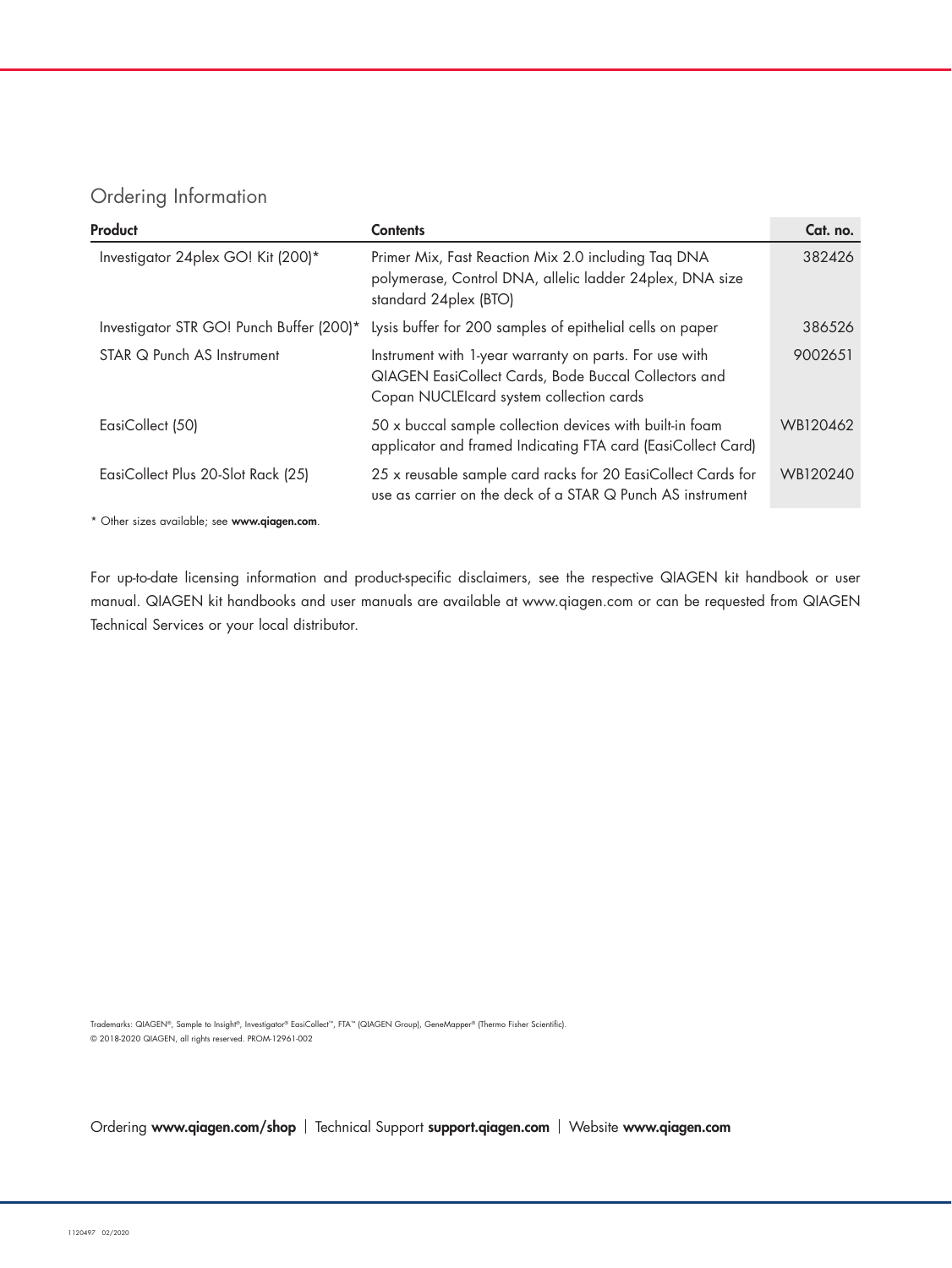## Ordering Information

| Product | Contents | Cat. no. |
|---|---|---|
| Investigator 24plex GO! Kit (200)* | Primer Mix, Fast Reaction Mix 2.0 including Taq DNA polymerase, Control DNA, allelic ladder 24plex, DNA size standard 24plex (BTO) | 382426 |
| Investigator STR GO! Punch Buffer (200)* | Lysis buffer for 200 samples of epithelial cells on paper | 386526 |
| STAR Q Punch AS Instrument | Instrument with 1-year warranty on parts. For use with QIAGEN EasiCollect Cards, Bode Buccal Collectors and Copan NUCLEIcard system collection cards | 9002651 |
| EasiCollect (50) | 50 x buccal sample collection devices with built-in foam applicator and framed Indicating FTA card (EasiCollect Card) | WB120462 |
| EasiCollect Plus 20-Slot Rack (25) | 25 x reusable sample card racks for 20 EasiCollect Cards for use as carrier on the deck of a STAR Q Punch AS instrument | WB120240 |

* Other sizes available; see **www.qiagen.com**.

For up-to-date licensing information and product-specific disclaimers, see the respective QIAGEN kit handbook or user manual. QIAGEN kit handbooks and user manuals are available at www.qiagen.com or can be requested from QIAGEN Technical Services or your local distributor.

Trademarks: QIAGEN®, Sample to Insight®, Investigator® EasiCollect™, FTA™ (QIAGEN Group), GeneMapper® (Thermo Fisher Scientific).
© 2018-2020 QIAGEN, all rights reserved. PROM-12961-002

Ordering **www.qiagen.com/shop** | Technical Support **support.qiagen.com** | Website **www.qiagen.com**

1120497 02/2020